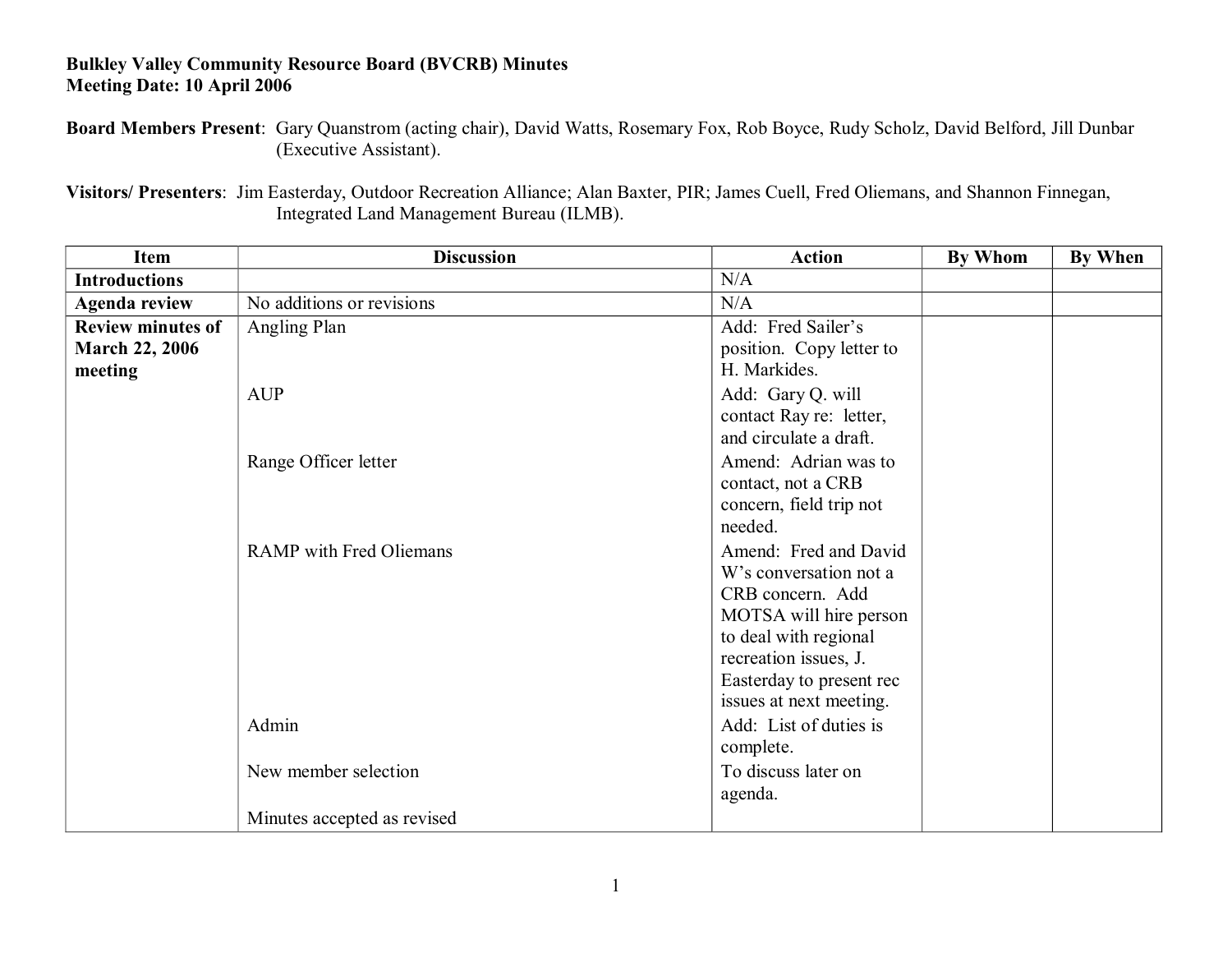**Bulkley Valley Community Resource Board (BVCRB) Minutes**
**Meeting Date: 10 April 2006**

**Board Members Present**: Gary Quanstrom (acting chair), David Watts, Rosemary Fox, Rob Boyce, Rudy Scholz, David Belford, Jill Dunbar (Executive Assistant).

**Visitors/ Presenters**: Jim Easterday, Outdoor Recreation Alliance; Alan Baxter, PIR; James Cuell, Fred Oliemans, and Shannon Finnegan, Integrated Land Management Bureau (ILMB).

| Item | Discussion | Action | By Whom | By When |
|---|---|---|---|---|
| **Introductions** | | N/A | | |
| **Agenda review** | No additions or revisions | N/A | | |
| **Review minutes of March 22, 2006 meeting** | Angling Plan | Add: Fred Sailer's position. Copy letter to H. Markides. | | |
| | AUP | Add: Gary Q. will contact Ray re: letter, and circulate a draft. | | |
| | Range Officer letter | Amend: Adrian was to contact, not a CRB concern, field trip not needed. | | |
| | RAMP with Fred Oliemans | Amend: Fred and David W's conversation not a CRB concern. Add MOTSA will hire person to deal with regional recreation issues, J. Easterday to present rec issues at next meeting. | | |
| | Admin | Add: List of duties is complete. | | |
| | New member selection | To discuss later on agenda. | | |
| | Minutes accepted as revised | | | |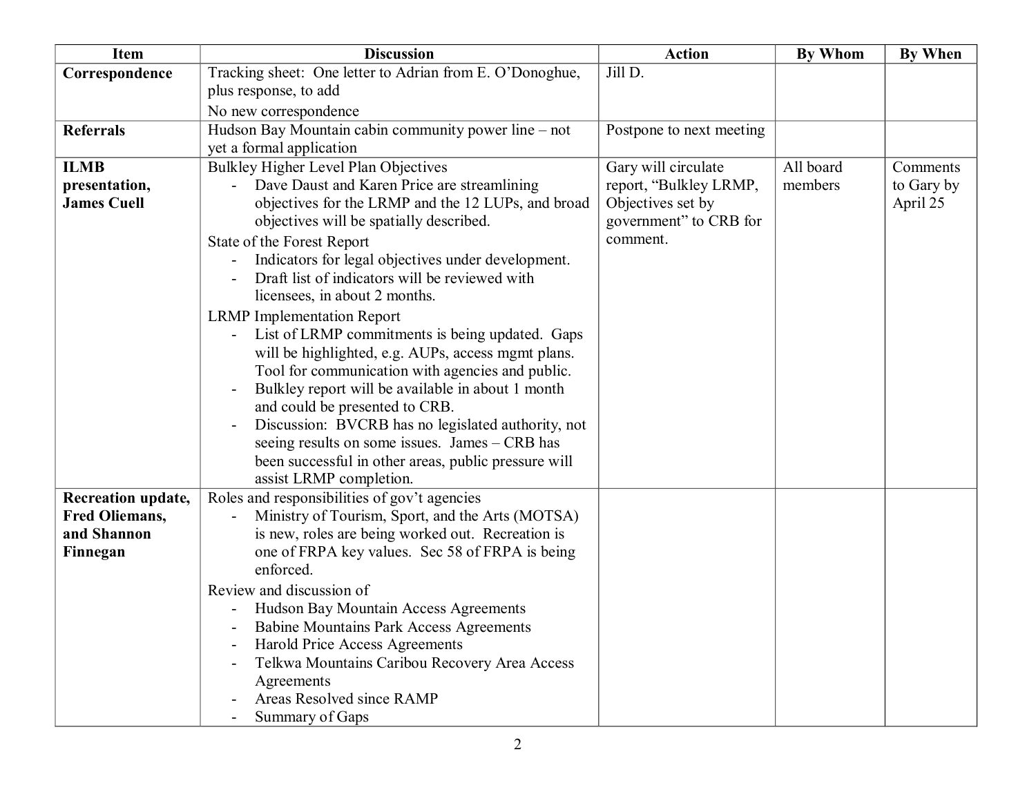| Item | Discussion | Action | By Whom | By When |
|---|---|---|---|---|
| **Correspondence** | Tracking sheet: One letter to Adrian from E. O'Donoghue, plus response, to add<br>No new correspondence | Jill D. | | |
| **Referrals** | Hudson Bay Mountain cabin community power line – not yet a formal application | Postpone to next meeting | | |
| **ILMB presentation, James Cuell** | Bulkley Higher Level Plan Objectives<br>- Dave Daust and Karen Price are streamlining objectives for the LRMP and the 12 LUPs, and broad objectives will be spatially described.<br>State of the Forest Report<br>- Indicators for legal objectives under development.<br>- Draft list of indicators will be reviewed with licensees, in about 2 months.<br>LRMP Implementation Report<br>- List of LRMP commitments is being updated. Gaps will be highlighted, e.g. AUPs, access mgmt plans. Tool for communication with agencies and public.<br>- Bulkley report will be available in about 1 month and could be presented to CRB.<br>- Discussion: BVCRB has no legislated authority, not seeing results on some issues. James – CRB has been successful in other areas, public pressure will assist LRMP completion. | Gary will circulate report, "Bulkley LRMP, Objectives set by government" to CRB for comment. | All board members | Comments to Gary by April 25 |
| **Recreation update, Fred Oliemans, and Shannon Finnegan** | Roles and responsibilities of gov't agencies<br>- Ministry of Tourism, Sport, and the Arts (MOTSA) is new, roles are being worked out. Recreation is one of FRPA key values. Sec 58 of FRPA is being enforced.<br>Review and discussion of<br>- Hudson Bay Mountain Access Agreements<br>- Babine Mountains Park Access Agreements<br>- Harold Price Access Agreements<br>- Telkwa Mountains Caribou Recovery Area Access Agreements<br>- Areas Resolved since RAMP<br>- Summary of Gaps | | | |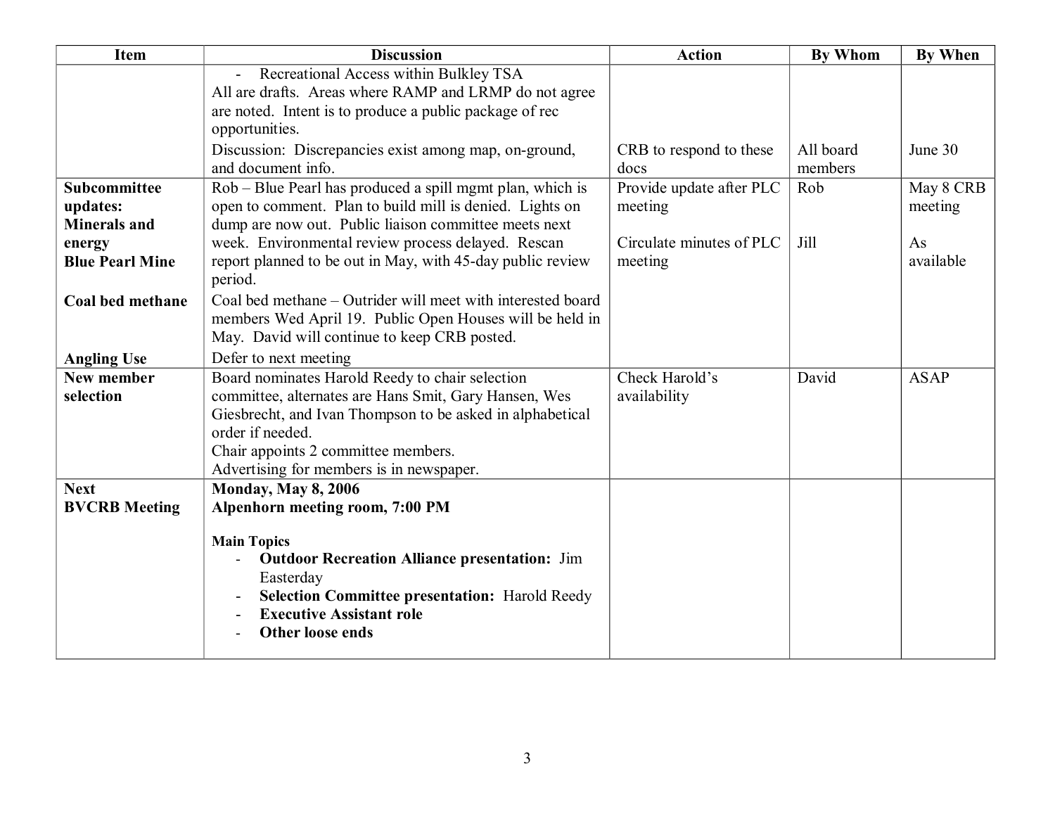| Item | Discussion | Action | By Whom | By When |
|---|---|---|---|---|
| | - Recreational Access within Bulkley TSA<br>All are drafts. Areas where RAMP and LRMP do not agree are noted. Intent is to produce a public package of rec opportunities.<br>Discussion: Discrepancies exist among map, on-ground, and document info. | CRB to respond to these docs | All board members | June 30 |
| **Subcommittee updates: Minerals and energy**<br>**Blue Pearl Mine**<br><br>**Coal bed methane**<br><br>**Angling Use** | Rob – Blue Pearl has produced a spill mgmt plan, which is open to comment. Plan to build mill is denied. Lights on dump are now out. Public liaison committee meets next week. Environmental review process delayed. Rescan report planned to be out in May, with 45-day public review period.<br>Coal bed methane – Outrider will meet with interested board members Wed April 19. Public Open Houses will be held in May. David will continue to keep CRB posted.<br>Defer to next meeting | Provide update after PLC meeting<br><br>Circulate minutes of PLC meeting | Rob<br><br>Jill | May 8 CRB meeting<br><br>As available |
| **New member selection** | Board nominates Harold Reedy to chair selection committee, alternates are Hans Smit, Gary Hansen, Wes Giesbrecht, and Ivan Thompson to be asked in alphabetical order if needed.<br>Chair appoints 2 committee members.<br>Advertising for members is in newspaper. | Check Harold's availability | David | ASAP |
| **Next BVCRB Meeting** | **Monday, May 8, 2006**<br>**Alpenhorn meeting room, 7:00 PM**<br><br>**Main Topics**<br>- **Outdoor Recreation Alliance presentation:** Jim Easterday<br>- **Selection Committee presentation:** Harold Reedy<br>- **Executive Assistant role**<br>- **Other loose ends** | | | |